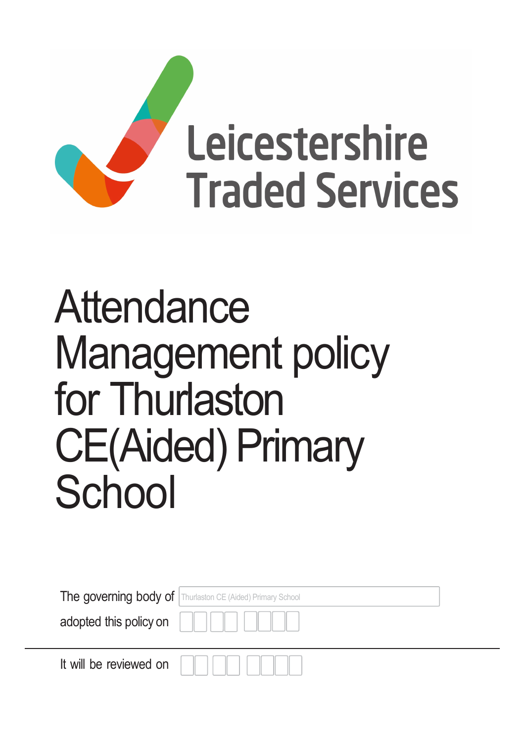Leicestershire Traded Services

# Attendance Management policy for Thurlaston CE(Aided) Primary School

The governing body of Thurlaston CE (Aided) Primary School

adopted this policy on

---

It will be reviewed on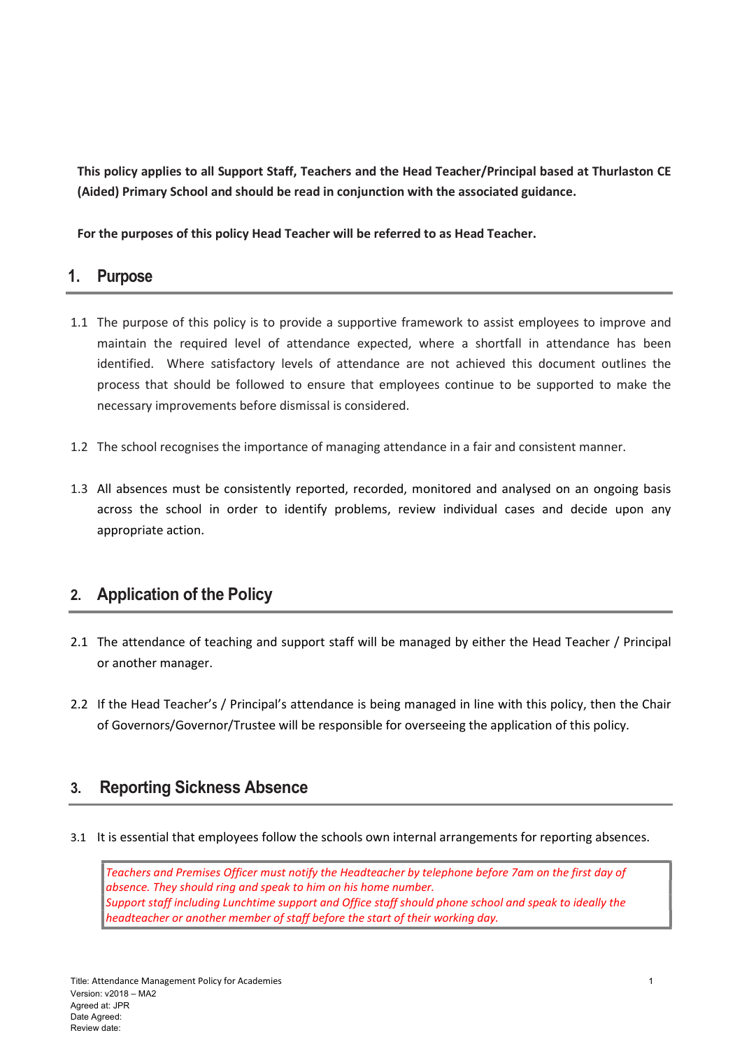**This policy applies to all Support Staff, Teachers and the Head Teacher/Principal based at Thurlaston CE (Aided) Primary School and should be read in conjunction with the associated guidance.**

**For the purposes of this policy Head Teacher will be referred to as Head Teacher.**

## 1. Purpose

1.1 The purpose of this policy is to provide a supportive framework to assist employees to improve and maintain the required level of attendance expected, where a shortfall in attendance has been identified. Where satisfactory levels of attendance are not achieved this document outlines the process that should be followed to ensure that employees continue to be supported to make the necessary improvements before dismissal is considered.

1.2 The school recognises the importance of managing attendance in a fair and consistent manner.

1.3 All absences must be consistently reported, recorded, monitored and analysed on an ongoing basis across the school in order to identify problems, review individual cases and decide upon any appropriate action.

## 2. Application of the Policy

2.1 The attendance of teaching and support staff will be managed by either the Head Teacher / Principal or another manager.

2.2 If the Head Teacher's / Principal's attendance is being managed in line with this policy, then the Chair of Governors/Governor/Trustee will be responsible for overseeing the application of this policy.

## 3. Reporting Sickness Absence

3.1 It is essential that employees follow the schools own internal arrangements for reporting absences.

*Teachers and Premises Officer must notify the Headteacher by telephone before 7am on the first day of absence. They should ring and speak to him on his home number.*
*Support staff including Lunchtime support and Office staff should phone school and speak to ideally the headteacher or another member of staff before the start of their working day.*

Title: Attendance Management Policy for Academies
Version: v2018 – MA2
Agreed at: JPR
Date Agreed:
Review date: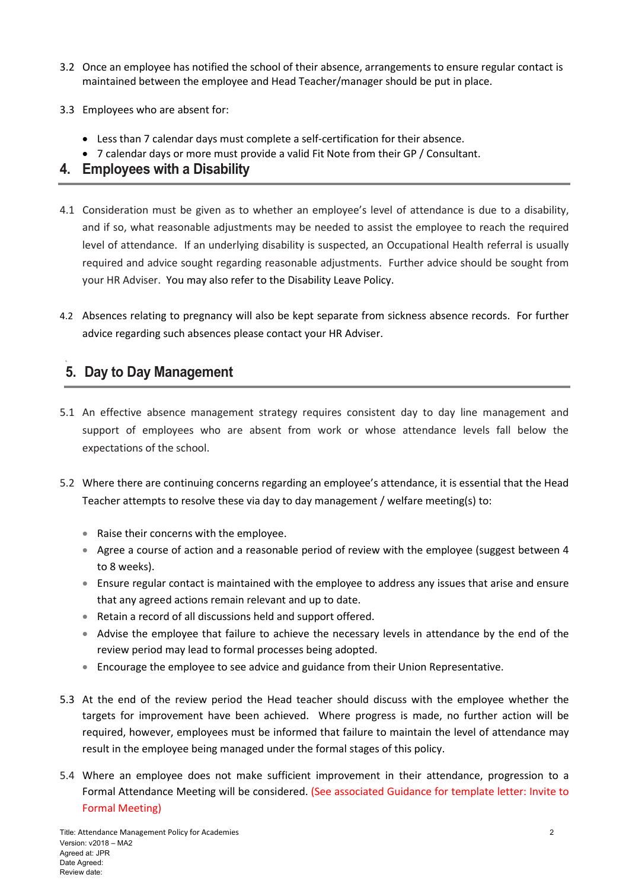3.2 Once an employee has notified the school of their absence, arrangements to ensure regular contact is maintained between the employee and Head Teacher/manager should be put in place.

3.3 Employees who are absent for:

- Less than 7 calendar days must complete a self-certification for their absence.
- 7 calendar days or more must provide a valid Fit Note from their GP / Consultant.

## 4. Employees with a Disability

4.1 Consideration must be given as to whether an employee's level of attendance is due to a disability, and if so, what reasonable adjustments may be needed to assist the employee to reach the required level of attendance. If an underlying disability is suspected, an Occupational Health referral is usually required and advice sought regarding reasonable adjustments. Further advice should be sought from your HR Adviser. You may also refer to the Disability Leave Policy.

4.2 Absences relating to pregnancy will also be kept separate from sickness absence records. For further advice regarding such absences please contact your HR Adviser.

## 5. Day to Day Management

5.1 An effective absence management strategy requires consistent day to day line management and support of employees who are absent from work or whose attendance levels fall below the expectations of the school.

5.2 Where there are continuing concerns regarding an employee's attendance, it is essential that the Head Teacher attempts to resolve these via day to day management / welfare meeting(s) to:

- Raise their concerns with the employee.
- Agree a course of action and a reasonable period of review with the employee (suggest between 4 to 8 weeks).
- Ensure regular contact is maintained with the employee to address any issues that arise and ensure that any agreed actions remain relevant and up to date.
- Retain a record of all discussions held and support offered.
- Advise the employee that failure to achieve the necessary levels in attendance by the end of the review period may lead to formal processes being adopted.
- Encourage the employee to see advice and guidance from their Union Representative.

5.3 At the end of the review period the Head teacher should discuss with the employee whether the targets for improvement have been achieved. Where progress is made, no further action will be required, however, employees must be informed that failure to maintain the level of attendance may result in the employee being managed under the formal stages of this policy.

5.4 Where an employee does not make sufficient improvement in their attendance, progression to a Formal Attendance Meeting will be considered. (See associated Guidance for template letter: Invite to Formal Meeting)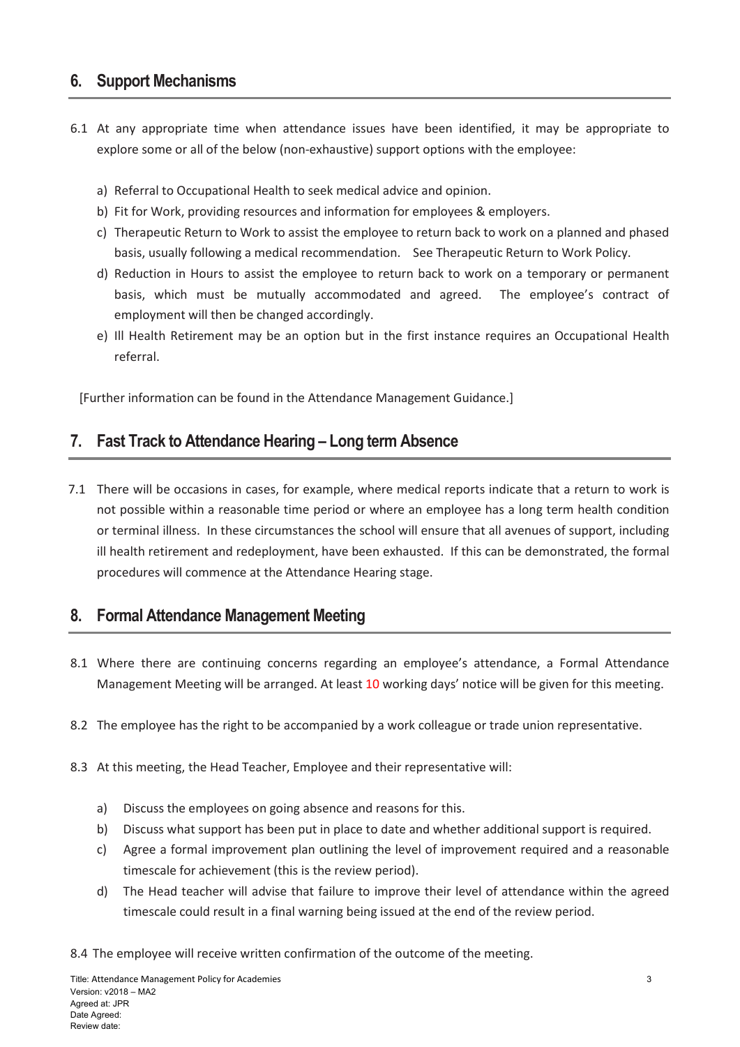## 6. Support Mechanisms

6.1 At any appropriate time when attendance issues have been identified, it may be appropriate to explore some or all of the below (non-exhaustive) support options with the employee:

a) Referral to Occupational Health to seek medical advice and opinion.
b) Fit for Work, providing resources and information for employees & employers.
c) Therapeutic Return to Work to assist the employee to return back to work on a planned and phased basis, usually following a medical recommendation. See Therapeutic Return to Work Policy.
d) Reduction in Hours to assist the employee to return back to work on a temporary or permanent basis, which must be mutually accommodated and agreed. The employee's contract of employment will then be changed accordingly.
e) Ill Health Retirement may be an option but in the first instance requires an Occupational Health referral.

[Further information can be found in the Attendance Management Guidance.]

## 7. Fast Track to Attendance Hearing – Long term Absence

7.1 There will be occasions in cases, for example, where medical reports indicate that a return to work is not possible within a reasonable time period or where an employee has a long term health condition or terminal illness. In these circumstances the school will ensure that all avenues of support, including ill health retirement and redeployment, have been exhausted. If this can be demonstrated, the formal procedures will commence at the Attendance Hearing stage.

## 8. Formal Attendance Management Meeting

8.1 Where there are continuing concerns regarding an employee's attendance, a Formal Attendance Management Meeting will be arranged. At least 10 working days' notice will be given for this meeting.

8.2 The employee has the right to be accompanied by a work colleague or trade union representative.

8.3 At this meeting, the Head Teacher, Employee and their representative will:

a) Discuss the employees on going absence and reasons for this.
b) Discuss what support has been put in place to date and whether additional support is required.
c) Agree a formal improvement plan outlining the level of improvement required and a reasonable timescale for achievement (this is the review period).
d) The Head teacher will advise that failure to improve their level of attendance within the agreed timescale could result in a final warning being issued at the end of the review period.

8.4 The employee will receive written confirmation of the outcome of the meeting.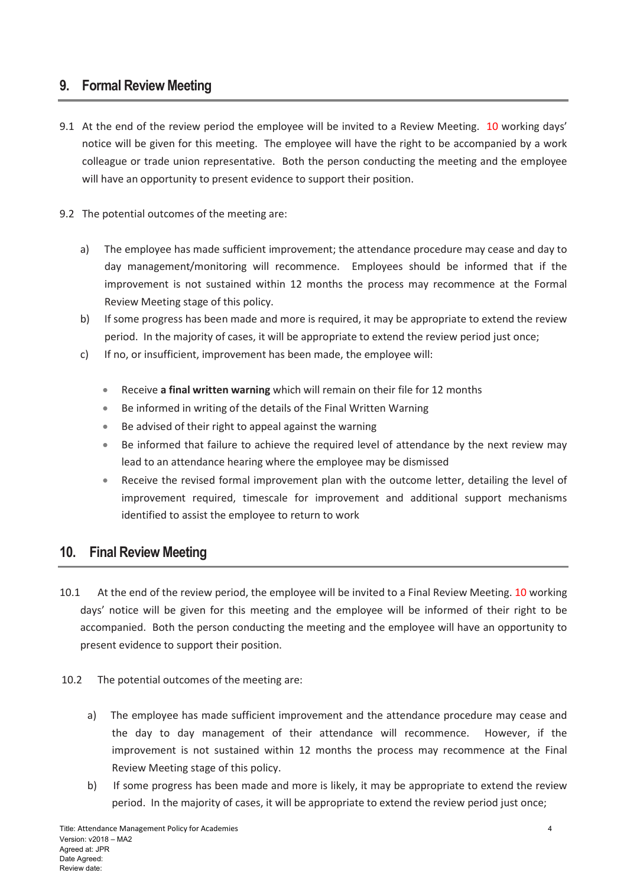## 9. Formal Review Meeting

9.1 At the end of the review period the employee will be invited to a Review Meeting. 10 working days' notice will be given for this meeting. The employee will have the right to be accompanied by a work colleague or trade union representative. Both the person conducting the meeting and the employee will have an opportunity to present evidence to support their position.

9.2 The potential outcomes of the meeting are:

a) The employee has made sufficient improvement; the attendance procedure may cease and day to day management/monitoring will recommence. Employees should be informed that if the improvement is not sustained within 12 months the process may recommence at the Formal Review Meeting stage of this policy.

b) If some progress has been made and more is required, it may be appropriate to extend the review period. In the majority of cases, it will be appropriate to extend the review period just once;

c) If no, or insufficient, improvement has been made, the employee will:

- Receive **a final written warning** which will remain on their file for 12 months
- Be informed in writing of the details of the Final Written Warning
- Be advised of their right to appeal against the warning
- Be informed that failure to achieve the required level of attendance by the next review may lead to an attendance hearing where the employee may be dismissed
- Receive the revised formal improvement plan with the outcome letter, detailing the level of improvement required, timescale for improvement and additional support mechanisms identified to assist the employee to return to work

## 10. Final Review Meeting

10.1 At the end of the review period, the employee will be invited to a Final Review Meeting. 10 working days' notice will be given for this meeting and the employee will be informed of their right to be accompanied. Both the person conducting the meeting and the employee will have an opportunity to present evidence to support their position.

10.2 The potential outcomes of the meeting are:

a) The employee has made sufficient improvement and the attendance procedure may cease and the day to day management of their attendance will recommence. However, if the improvement is not sustained within 12 months the process may recommence at the Final Review Meeting stage of this policy.

b) If some progress has been made and more is likely, it may be appropriate to extend the review period. In the majority of cases, it will be appropriate to extend the review period just once;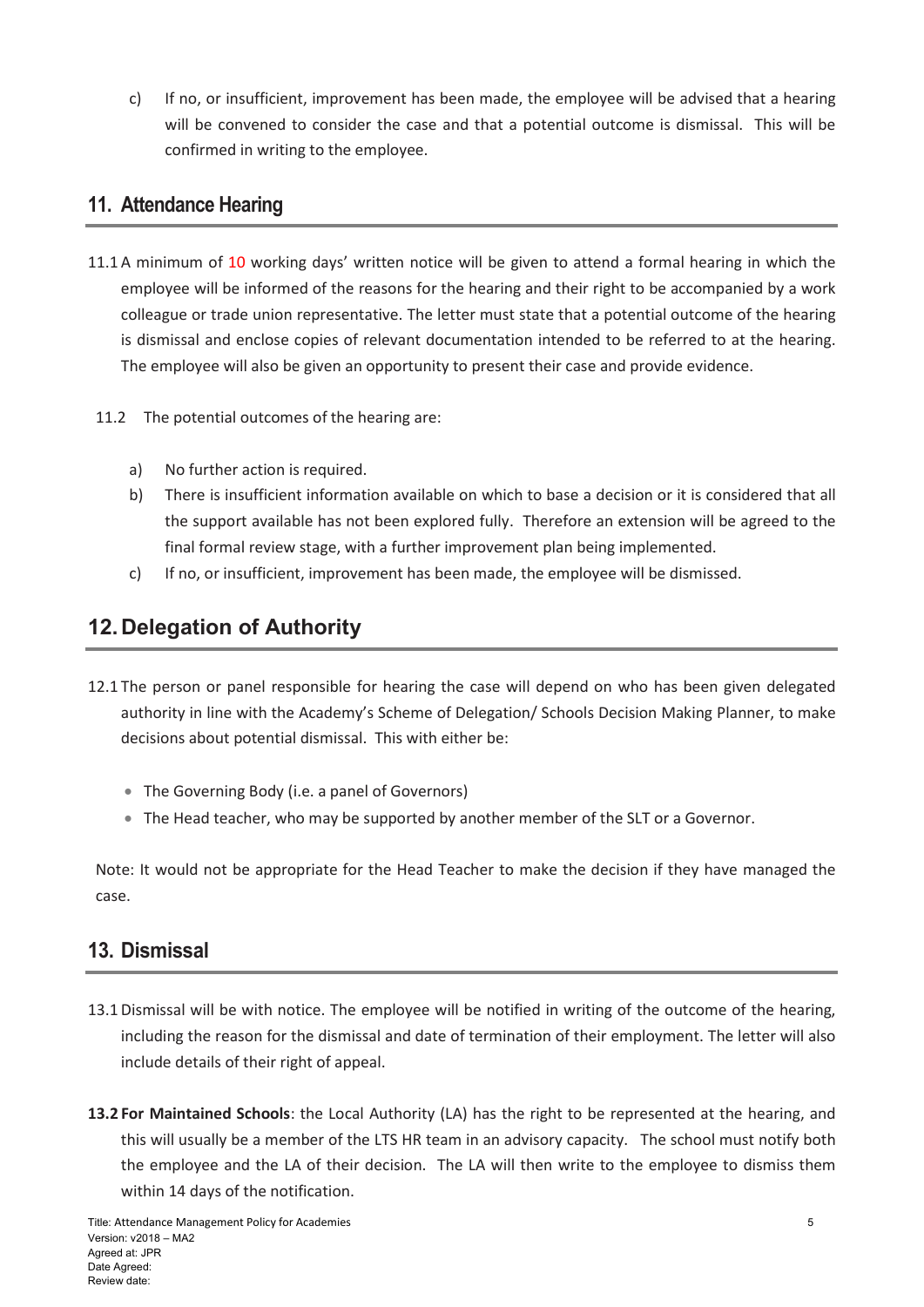c) If no, or insufficient, improvement has been made, the employee will be advised that a hearing will be convened to consider the case and that a potential outcome is dismissal. This will be confirmed in writing to the employee.

## 11. Attendance Hearing

11.1 A minimum of 10 working days' written notice will be given to attend a formal hearing in which the employee will be informed of the reasons for the hearing and their right to be accompanied by a work colleague or trade union representative. The letter must state that a potential outcome of the hearing is dismissal and enclose copies of relevant documentation intended to be referred to at the hearing. The employee will also be given an opportunity to present their case and provide evidence.

11.2 The potential outcomes of the hearing are:

a) No further action is required.

b) There is insufficient information available on which to base a decision or it is considered that all the support available has not been explored fully. Therefore an extension will be agreed to the final formal review stage, with a further improvement plan being implemented.

c) If no, or insufficient, improvement has been made, the employee will be dismissed.

## 12. Delegation of Authority

12.1 The person or panel responsible for hearing the case will depend on who has been given delegated authority in line with the Academy's Scheme of Delegation/ Schools Decision Making Planner, to make decisions about potential dismissal. This with either be:

- The Governing Body (i.e. a panel of Governors)
- The Head teacher, who may be supported by another member of the SLT or a Governor.

Note: It would not be appropriate for the Head Teacher to make the decision if they have managed the case.

## 13. Dismissal

13.1 Dismissal will be with notice. The employee will be notified in writing of the outcome of the hearing, including the reason for the dismissal and date of termination of their employment. The letter will also include details of their right of appeal.

**13.2 For Maintained Schools**: the Local Authority (LA) has the right to be represented at the hearing, and this will usually be a member of the LTS HR team in an advisory capacity. The school must notify both the employee and the LA of their decision. The LA will then write to the employee to dismiss them within 14 days of the notification.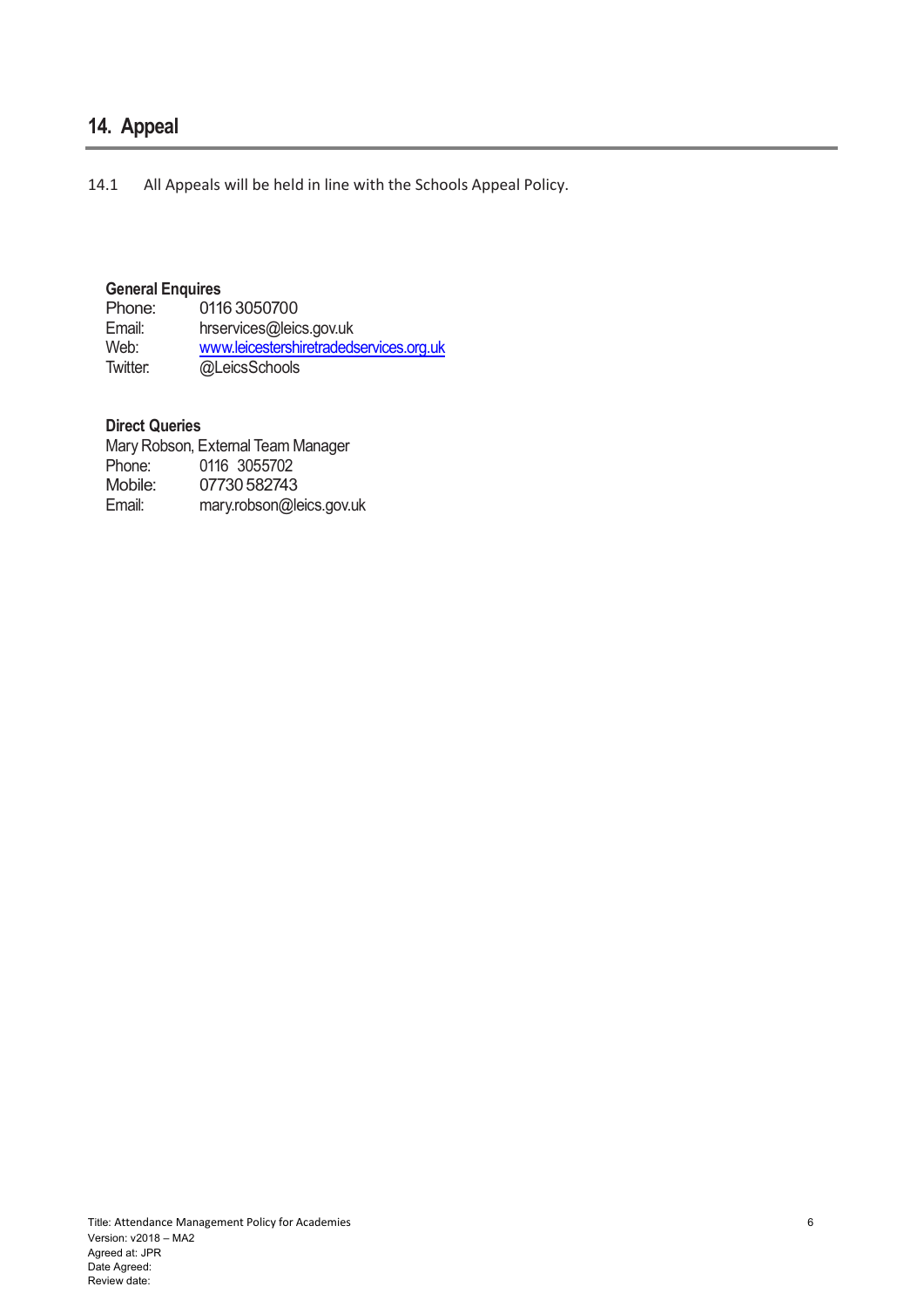## 14. Appeal

14.1 All Appeals will be held in line with the Schools Appeal Policy.

**General Enquires**

Phone: 0116 3050700
Email: hrservices@leics.gov.uk
Web: www.leicestershiretradedservices.org.uk
Twitter: @LeicsSchools

**Direct Queries**

Mary Robson, External Team Manager
Phone: 0116 3055702
Mobile: 07730 582743
Email: mary.robson@leics.gov.uk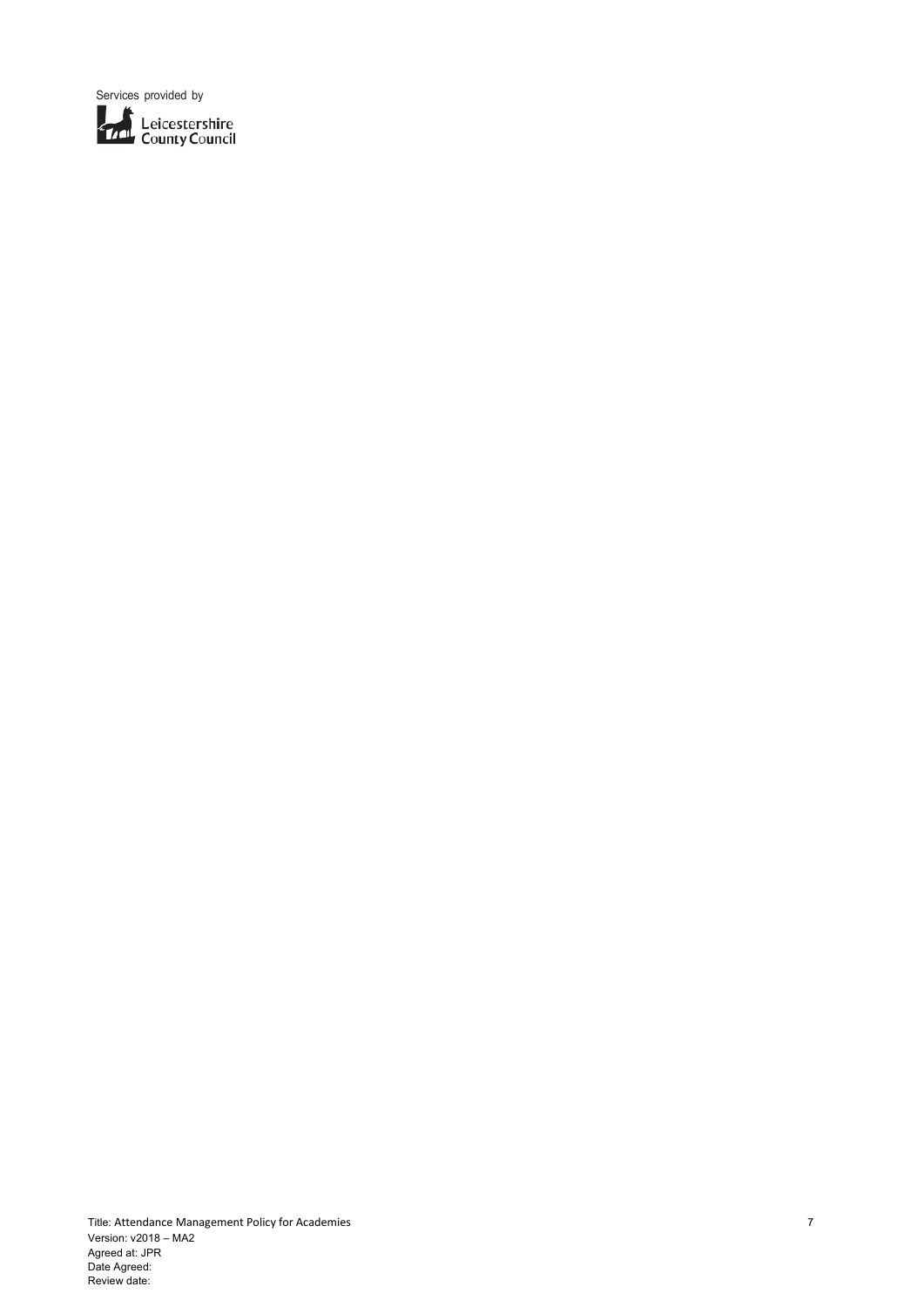Services provided by

Leicestershire County Council